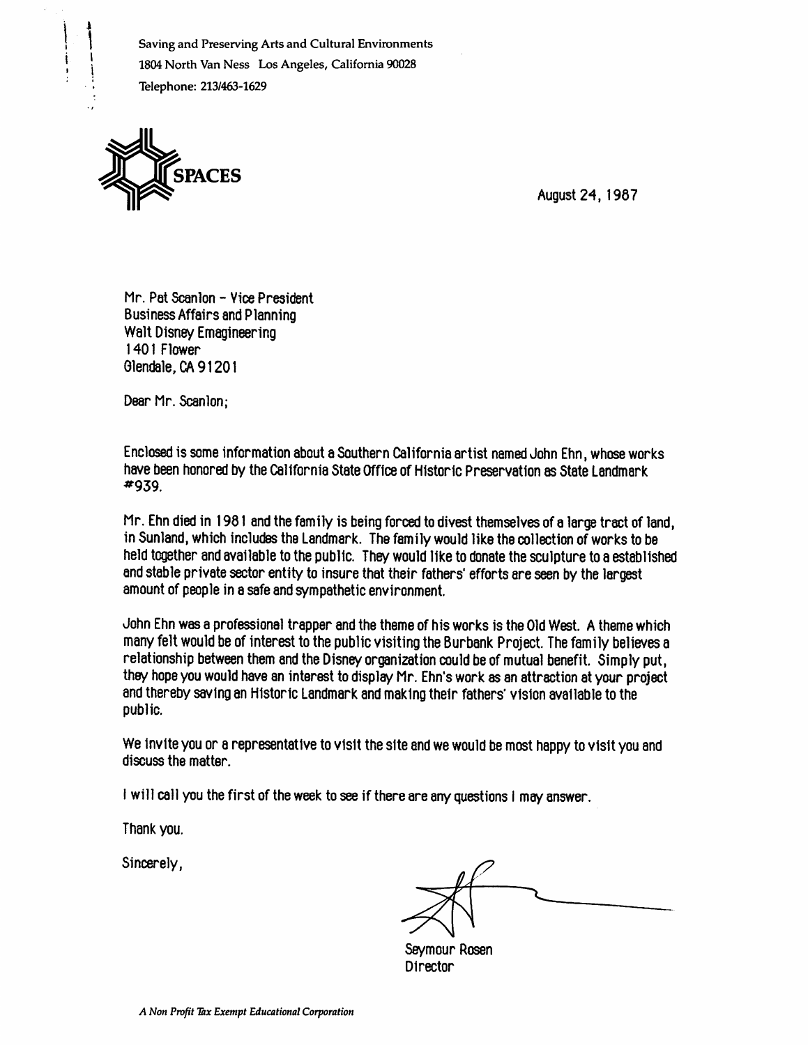Saving and Preserving Arts and Cultural Environments
1804 North Van Ness Los Angeles, California 90028
Telephone: 213/463-1629

SPACES

August 24, 1987

Mr. Pat Scanlon - Vice President
Business Affairs and Planning
Walt Disney Emagineering
1401 Flower
Glendale, CA 91201

Dear Mr. Scanlon;

Enclosed is some information about a Southern California artist named John Ehn, whose works have been honored by the California State Office of Historic Preservation as State Landmark #939.

Mr. Ehn died in 1981 and the family is being forced to divest themselves of a large tract of land, in Sunland, which includes the Landmark. The family would like the collection of works to be held together and available to the public. They would like to donate the sculpture to a established and stable private sector entity to insure that their fathers' efforts are seen by the largest amount of people in a safe and sympathetic environment.

John Ehn was a professional trapper and the theme of his works is the Old West. A theme which many felt would be of interest to the public visiting the Burbank Project. The family believes a relationship between them and the Disney organization could be of mutual benefit. Simply put, they hope you would have an interest to display Mr. Ehn's work as an attraction at your project and thereby saving an Historic Landmark and making their fathers' vision available to the public.

We invite you or a representative to visit the site and we would be most happy to visit you and discuss the matter.

I will call you the first of the week to see if there are any questions I may answer.

Thank you.

Sincerely,

Seymour Rosen
Director

*A Non Profit Tax Exempt Educational Corporation*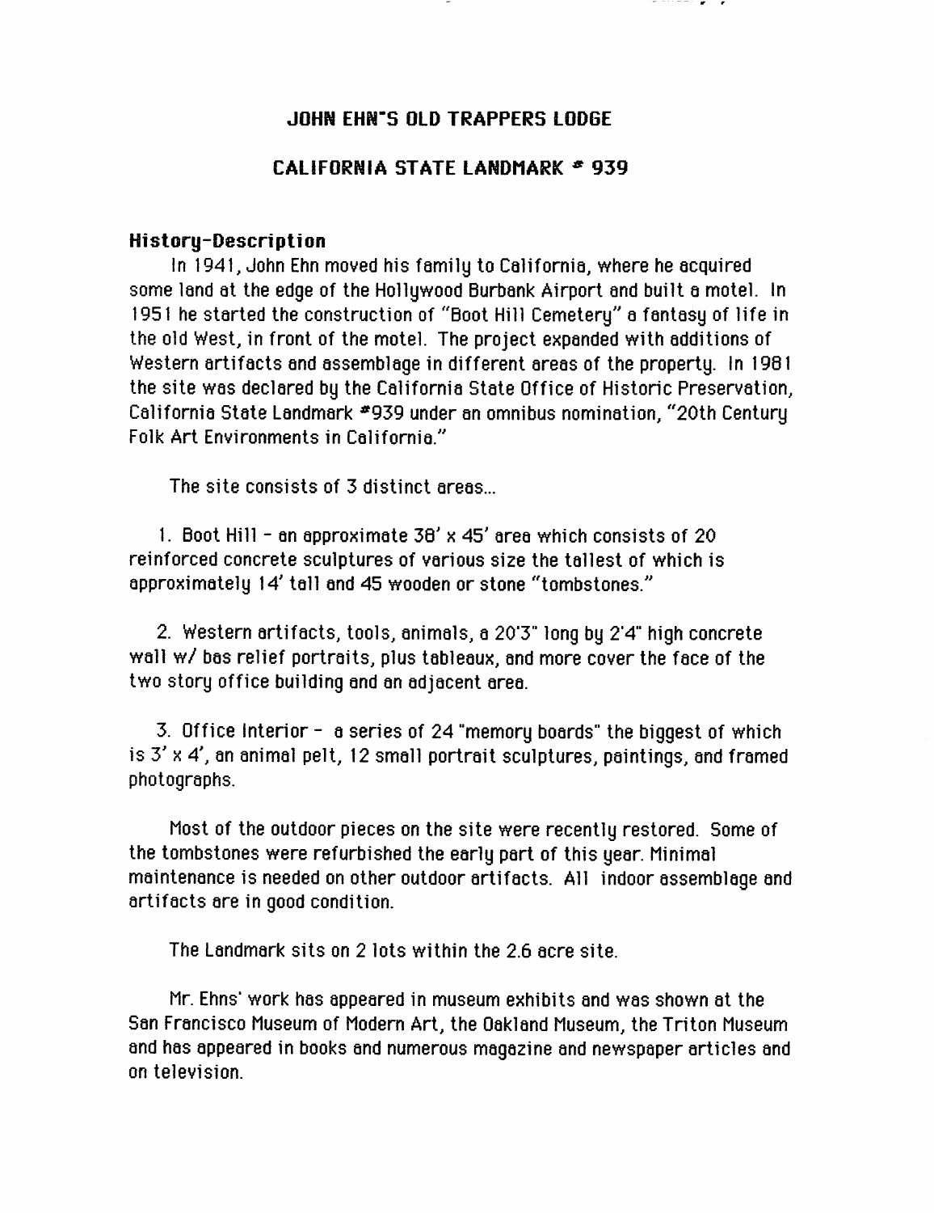# JOHN EHN"S OLD TRAPPERS LODGE

## CALIFORNIA STATE LANDMARK # 939

### History-Description

In 1941, John Ehn moved his family to California, where he acquired some land at the edge of the Hollywood Burbank Airport and built a motel. In 1951 he started the construction of "Boot Hill Cemetery" a fantasy of life in the old West, in front of the motel. The project expanded with additions of Western artifacts and assemblage in different areas of the property. In 1981 the site was declared by the California State Office of Historic Preservation, California State Landmark #939 under an omnibus nomination, "20th Century Folk Art Environments in California."

The site consists of 3 distinct areas...

1. Boot Hill - an approximate 38' x 45' area which consists of 20 reinforced concrete sculptures of various size the tallest of which is approximately 14' tall and 45 wooden or stone "tombstones."

2. Western artifacts, tools, animals, a 20'3" long by 2'4" high concrete wall w/ bas relief portraits, plus tableaux, and more cover the face of the two story office building and an adjacent area.

3. Office Interior - a series of 24 "memory boards" the biggest of which is 3' x 4', an animal pelt, 12 small portrait sculptures, paintings, and framed photographs.

Most of the outdoor pieces on the site were recently restored. Some of the tombstones were refurbished the early part of this year. Minimal maintenance is needed on other outdoor artifacts. All indoor assemblage and artifacts are in good condition.

The Landmark sits on 2 lots within the 2.6 acre site.

Mr. Ehns' work has appeared in museum exhibits and was shown at the San Francisco Museum of Modern Art, the Oakland Museum, the Triton Museum and has appeared in books and numerous magazine and newspaper articles and on television.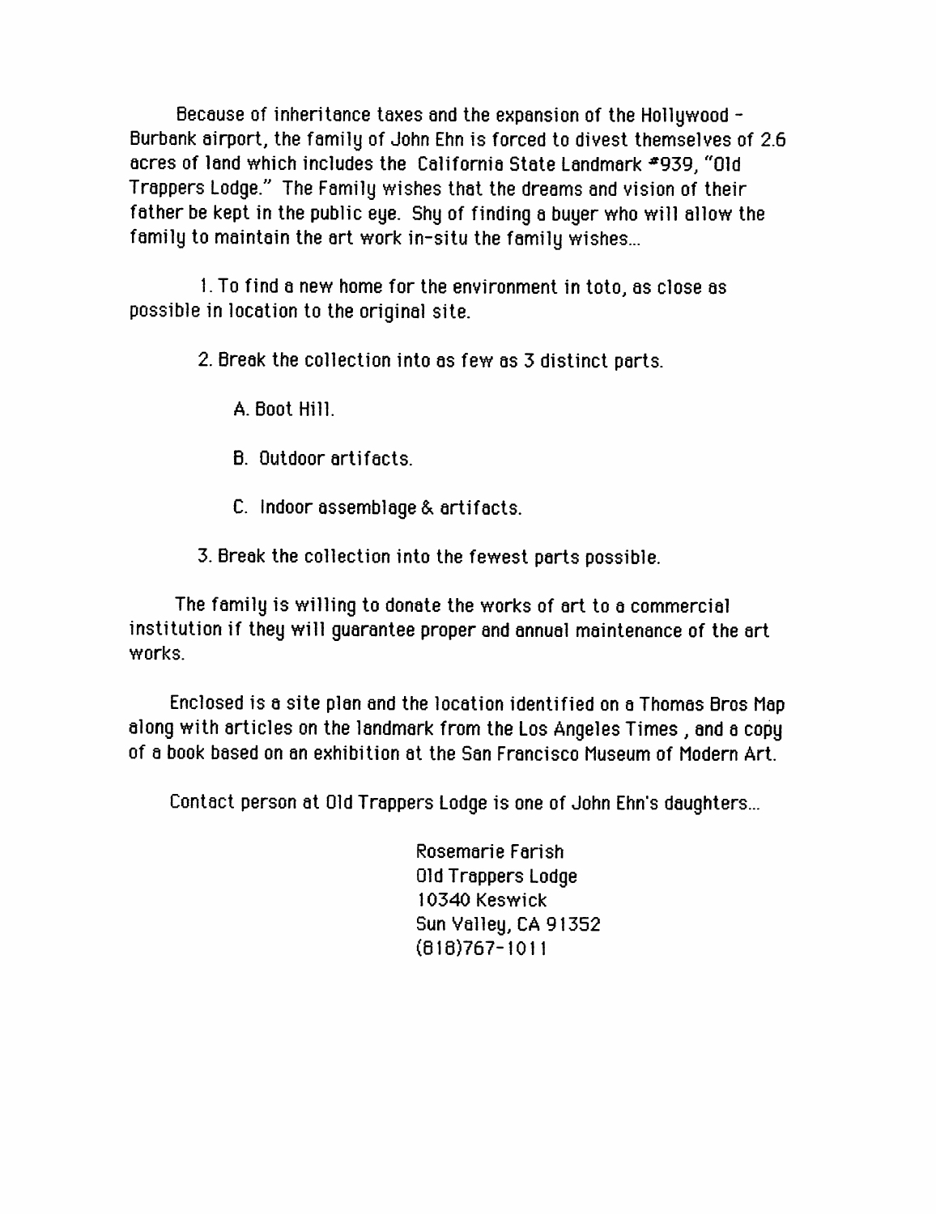Because of inheritance taxes and the expansion of the Hollywood - Burbank airport, the family of John Ehn is forced to divest themselves of 2.6 acres of land which includes the California State Landmark #939, "Old Trappers Lodge." The Family wishes that the dreams and vision of their father be kept in the public eye. Shy of finding a buyer who will allow the family to maintain the art work in-situ the family wishes...

1. To find a new home for the environment in toto, as close as possible in location to the original site.

2. Break the collection into as few as 3 distinct parts.

   A. Boot Hill.

   B. Outdoor artifacts.

   C. Indoor assemblage & artifacts.

3. Break the collection into the fewest parts possible.

The family is willing to donate the works of art to a commercial institution if they will guarantee proper and annual maintenance of the art works.

Enclosed is a site plan and the location identified on a Thomas Bros Map along with articles on the landmark from the Los Angeles Times , and a copy of a book based on an exhibition at the San Francisco Museum of Modern Art.

Contact person at Old Trappers Lodge is one of John Ehn's daughters...

Rosemarie Farish  
Old Trappers Lodge  
10340 Keswick  
Sun Valley, CA 91352  
(818)767-1011